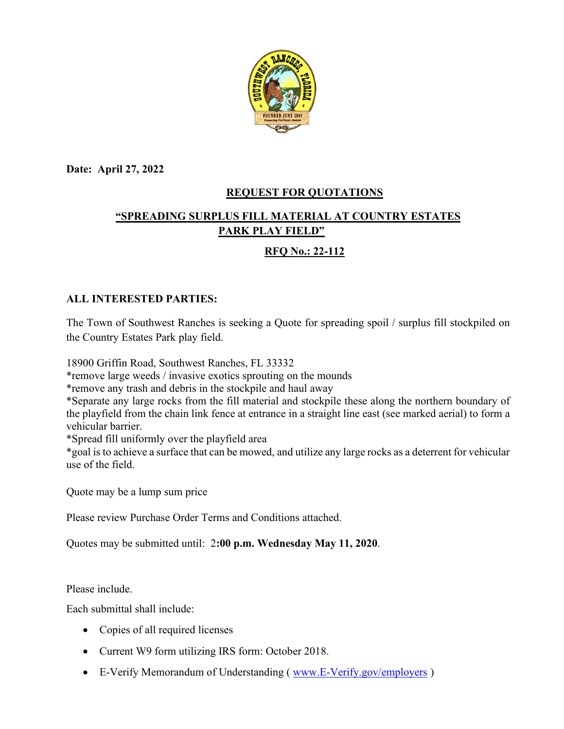**Date: April 27, 2022**

## REQUEST FOR QUOTATIONS

## "SPREADING SURPLUS FILL MATERIAL AT COUNTRY ESTATES PARK PLAY FIELD"

## RFQ No.: 22-112

**ALL INTERESTED PARTIES:**

The Town of Southwest Ranches is seeking a Quote for spreading spoil / surplus fill stockpiled on the Country Estates Park play field.

18900 Griffin Road, Southwest Ranches, FL 33332
*remove large weeds / invasive exotics sprouting on the mounds
*remove any trash and debris in the stockpile and haul away
*Separate any large rocks from the fill material and stockpile these along the northern boundary of the playfield from the chain link fence at entrance in a straight line east (see marked aerial) to form a vehicular barrier.
*Spread fill uniformly over the playfield area
*goal is to achieve a surface that can be mowed, and utilize any large rocks as a deterrent for vehicular use of the field.

Quote may be a lump sum price

Please review Purchase Order Terms and Conditions attached.

Quotes may be submitted until: 2**:00 p.m. Wednesday May 11, 2020**.

Please include.

Each submittal shall include:

- Copies of all required licenses
- Current W9 form utilizing IRS form: October 2018.
- E-Verify Memorandum of Understanding ( www.E-Verify.gov/employers )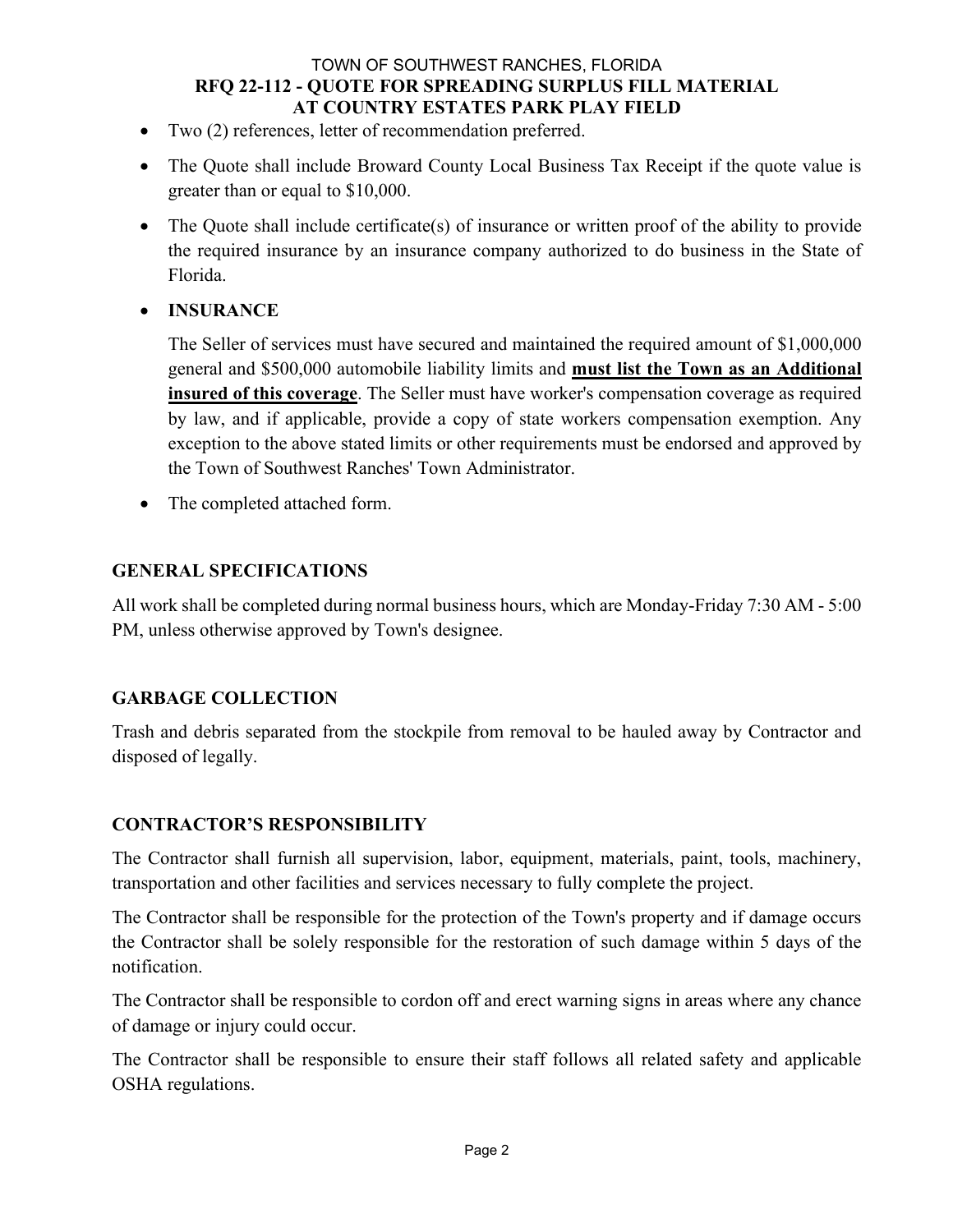- Two (2) references, letter of recommendation preferred.
- The Quote shall include Broward County Local Business Tax Receipt if the quote value is greater than or equal to $10,000.
- The Quote shall include certificate(s) of insurance or written proof of the ability to provide the required insurance by an insurance company authorized to do business in the State of Florida.
- **INSURANCE**

  The Seller of services must have secured and maintained the required amount of $1,000,000 general and $500,000 automobile liability limits and **must list the Town as an Additional insured of this coverage**. The Seller must have worker's compensation coverage as required by law, and if applicable, provide a copy of state workers compensation exemption. Any exception to the above stated limits or other requirements must be endorsed and approved by the Town of Southwest Ranches' Town Administrator.

- The completed attached form.

## GENERAL SPECIFICATIONS

All work shall be completed during normal business hours, which are Monday-Friday 7:30 AM - 5:00 PM, unless otherwise approved by Town's designee.

## GARBAGE COLLECTION

Trash and debris separated from the stockpile from removal to be hauled away by Contractor and disposed of legally.

## CONTRACTOR'S RESPONSIBILITY

The Contractor shall furnish all supervision, labor, equipment, materials, paint, tools, machinery, transportation and other facilities and services necessary to fully complete the project.

The Contractor shall be responsible for the protection of the Town's property and if damage occurs the Contractor shall be solely responsible for the restoration of such damage within 5 days of the notification.

The Contractor shall be responsible to cordon off and erect warning signs in areas where any chance of damage or injury could occur.

The Contractor shall be responsible to ensure their staff follows all related safety and applicable OSHA regulations.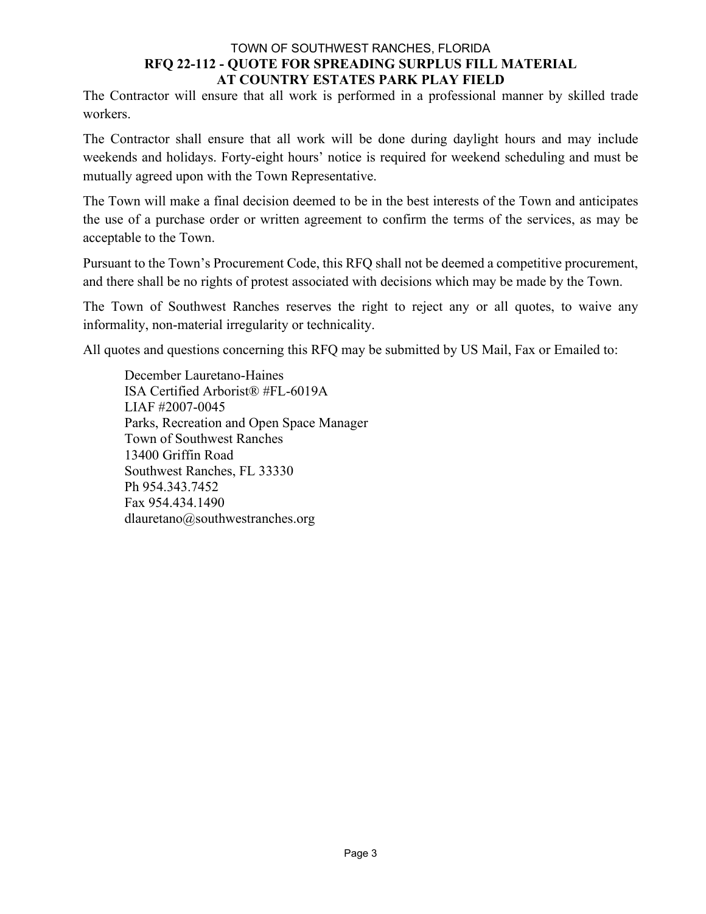The Contractor will ensure that all work is performed in a professional manner by skilled trade workers.

The Contractor shall ensure that all work will be done during daylight hours and may include weekends and holidays. Forty-eight hours' notice is required for weekend scheduling and must be mutually agreed upon with the Town Representative.

The Town will make a final decision deemed to be in the best interests of the Town and anticipates the use of a purchase order or written agreement to confirm the terms of the services, as may be acceptable to the Town.

Pursuant to the Town's Procurement Code, this RFQ shall not be deemed a competitive procurement, and there shall be no rights of protest associated with decisions which may be made by the Town.

The Town of Southwest Ranches reserves the right to reject any or all quotes, to waive any informality, non-material irregularity or technicality.

All quotes and questions concerning this RFQ may be submitted by US Mail, Fax or Emailed to:

December Lauretano-Haines
ISA Certified Arborist® #FL-6019A
LIAF #2007-0045
Parks, Recreation and Open Space Manager
Town of Southwest Ranches
13400 Griffin Road
Southwest Ranches, FL 33330
Ph 954.343.7452
Fax 954.434.1490
dlauretano@southwestranches.org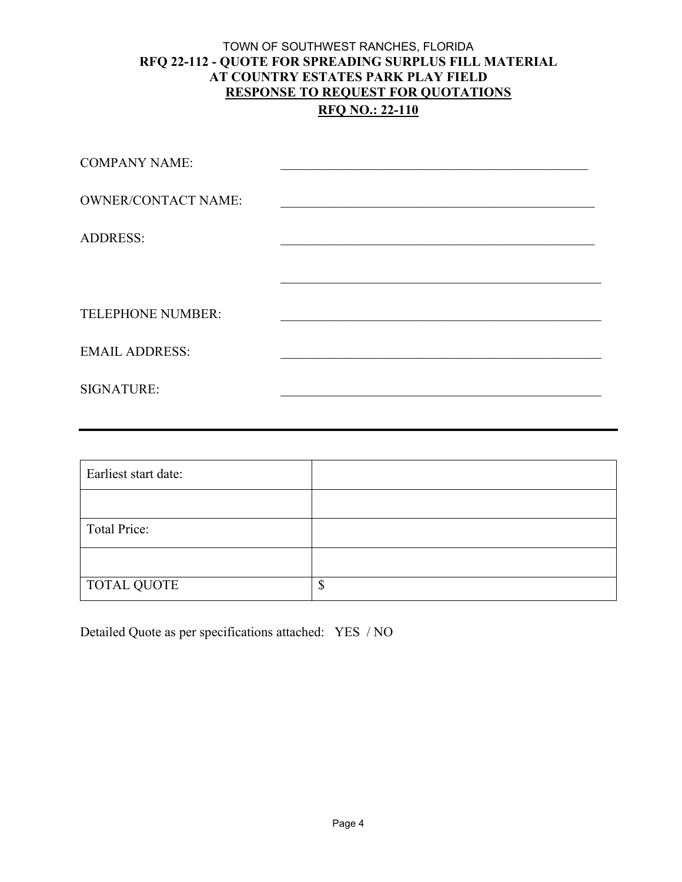TOWN OF SOUTHWEST RANCHES, FLORIDA

**RFQ 22-112 - QUOTE FOR SPREADING SURPLUS FILL MATERIAL AT COUNTRY ESTATES PARK PLAY FIELD**

**RESPONSE TO REQUEST FOR QUOTATIONS**

**RFQ NO.: 22-110**

COMPANY NAME: _______________________________________________

OWNER/CONTACT NAME: _______________________________________________

ADDRESS: _______________________________________________

_______________________________________________

TELEPHONE NUMBER: _______________________________________________

EMAIL ADDRESS: _______________________________________________

SIGNATURE: _______________________________________________

---

| | |
|---|---|
| Earliest start date: | |
| | |
| Total Price: | |
| | |
| TOTAL QUOTE | $ |

Detailed Quote as per specifications attached: YES / NO